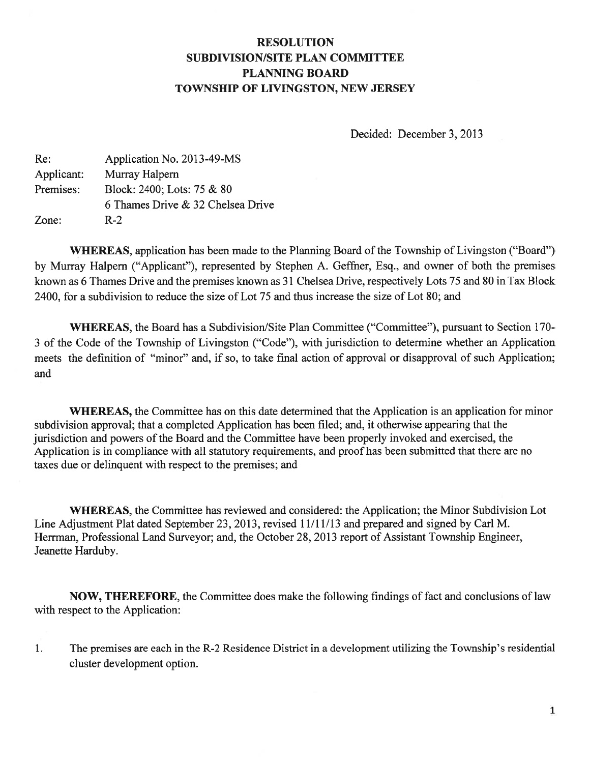# RESOLUTION
## SUBDIVISION/SITE PLAN COMMITTEE
## PLANNING BOARD
## TOWNSHIP OF LIVINGSTON, NEW JERSEY

Decided: December 3, 2013

| | |
|---|---|
| Re: | Application No. 2013-49-MS |
| Applicant: | Murray Halpern |
| Premises: | Block: 2400; Lots: 75 & 80 |
| | 6 Thames Drive & 32 Chelsea Drive |
| Zone: | R-2 |

**WHEREAS**, application has been made to the Planning Board of the Township of Livingston ("Board") by Murray Halpern ("Applicant"), represented by Stephen A. Geffner, Esq., and owner of both the premises known as 6 Thames Drive and the premises known as 31 Chelsea Drive, respectively Lots 75 and 80 in Tax Block 2400, for a subdivision to reduce the size of Lot 75 and thus increase the size of Lot 80; and

**WHEREAS**, the Board has a Subdivision/Site Plan Committee ("Committee"), pursuant to Section 170-3 of the Code of the Township of Livingston ("Code"), with jurisdiction to determine whether an Application meets the definition of "minor" and, if so, to take final action of approval or disapproval of such Application; and

**WHEREAS,** the Committee has on this date determined that the Application is an application for minor subdivision approval; that a completed Application has been filed; and, it otherwise appearing that the jurisdiction and powers of the Board and the Committee have been properly invoked and exercised, the Application is in compliance with all statutory requirements, and proof has been submitted that there are no taxes due or delinquent with respect to the premises; and

**WHEREAS,** the Committee has reviewed and considered: the Application; the Minor Subdivision Lot Line Adjustment Plat dated September 23, 2013, revised 11/11/13 and prepared and signed by Carl M. Herrman, Professional Land Surveyor; and, the October 28, 2013 report of Assistant Township Engineer, Jeanette Harduby.

**NOW, THEREFORE,** the Committee does make the following findings of fact and conclusions of law with respect to the Application:

1. The premises are each in the R-2 Residence District in a development utilizing the Township's residential cluster development option.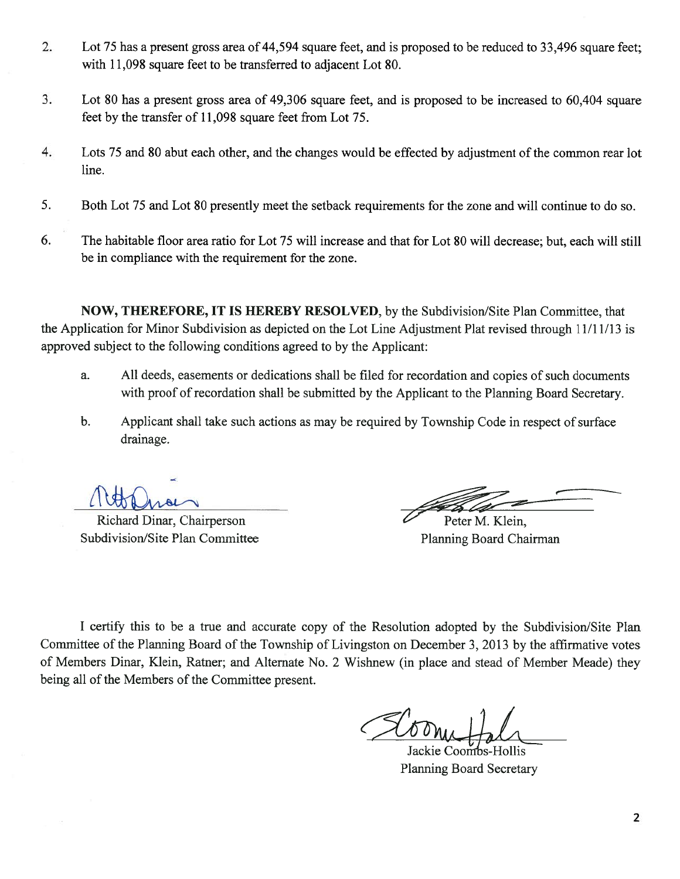2. Lot 75 has a present gross area of 44,594 square feet, and is proposed to be reduced to 33,496 square feet; with 11,098 square feet to be transferred to adjacent Lot 80.

3. Lot 80 has a present gross area of 49,306 square feet, and is proposed to be increased to 60,404 square feet by the transfer of 11,098 square feet from Lot 75.

4. Lots 75 and 80 abut each other, and the changes would be effected by adjustment of the common rear lot line.

5. Both Lot 75 and Lot 80 presently meet the setback requirements for the zone and will continue to do so.

6. The habitable floor area ratio for Lot 75 will increase and that for Lot 80 will decrease; but, each will still be in compliance with the requirement for the zone.

**NOW, THEREFORE, IT IS HEREBY RESOLVED**, by the Subdivision/Site Plan Committee, that the Application for Minor Subdivision as depicted on the Lot Line Adjustment Plat revised through 11/11/13 is approved subject to the following conditions agreed to by the Applicant:

a. All deeds, easements or dedications shall be filed for recordation and copies of such documents with proof of recordation shall be submitted by the Applicant to the Planning Board Secretary.

b. Applicant shall take such actions as may be required by Township Code in respect of surface drainage.

Richard Dinar, Chairperson
Subdivision/Site Plan Committee

Peter M. Klein,
Planning Board Chairman

I certify this to be a true and accurate copy of the Resolution adopted by the Subdivision/Site Plan Committee of the Planning Board of the Township of Livingston on December 3, 2013 by the affirmative votes of Members Dinar, Klein, Ratner; and Alternate No. 2 Wishnew (in place and stead of Member Meade) they being all of the Members of the Committee present.

Jackie Coombs-Hollis
Planning Board Secretary